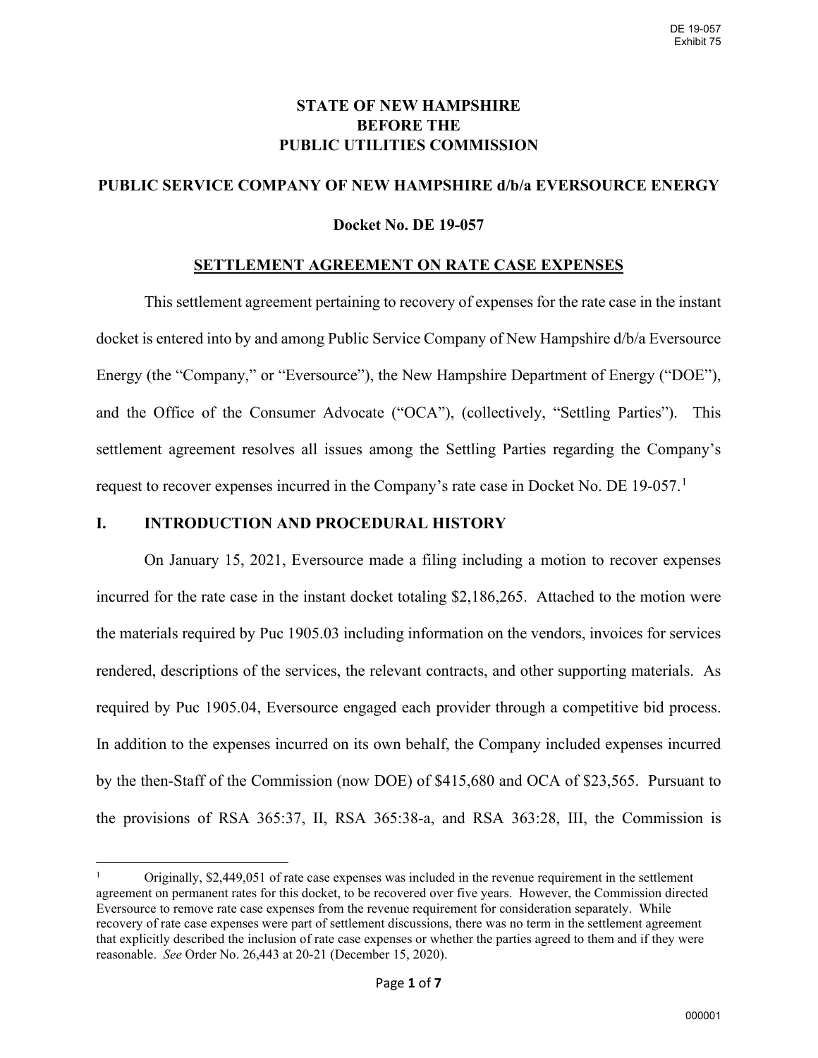# STATE OF NEW HAMPSHIRE
# BEFORE THE
# PUBLIC UTILITIES COMMISSION

## PUBLIC SERVICE COMPANY OF NEW HAMPSHIRE d/b/a EVERSOURCE ENERGY

## Docket No. DE 19-057

## SETTLEMENT AGREEMENT ON RATE CASE EXPENSES

This settlement agreement pertaining to recovery of expenses for the rate case in the instant docket is entered into by and among Public Service Company of New Hampshire d/b/a Eversource Energy (the "Company," or "Eversource"), the New Hampshire Department of Energy ("DOE"), and the Office of the Consumer Advocate ("OCA"), (collectively, "Settling Parties"). This settlement agreement resolves all issues among the Settling Parties regarding the Company's request to recover expenses incurred in the Company's rate case in Docket No. DE 19-057.[1]

## I. INTRODUCTION AND PROCEDURAL HISTORY

On January 15, 2021, Eversource made a filing including a motion to recover expenses incurred for the rate case in the instant docket totaling $2,186,265. Attached to the motion were the materials required by Puc 1905.03 including information on the vendors, invoices for services rendered, descriptions of the services, the relevant contracts, and other supporting materials. As required by Puc 1905.04, Eversource engaged each provider through a competitive bid process. In addition to the expenses incurred on its own behalf, the Company included expenses incurred by the then-Staff of the Commission (now DOE) of $415,680 and OCA of $23,565. Pursuant to the provisions of RSA 365:37, II, RSA 365:38-a, and RSA 363:28, III, the Commission is

[1] Originally, $2,449,051 of rate case expenses was included in the revenue requirement in the settlement agreement on permanent rates for this docket, to be recovered over five years. However, the Commission directed Eversource to remove rate case expenses from the revenue requirement for consideration separately. While recovery of rate case expenses were part of settlement discussions, there was no term in the settlement agreement that explicitly described the inclusion of rate case expenses or whether the parties agreed to them and if they were reasonable. *See* Order No. 26,443 at 20-21 (December 15, 2020).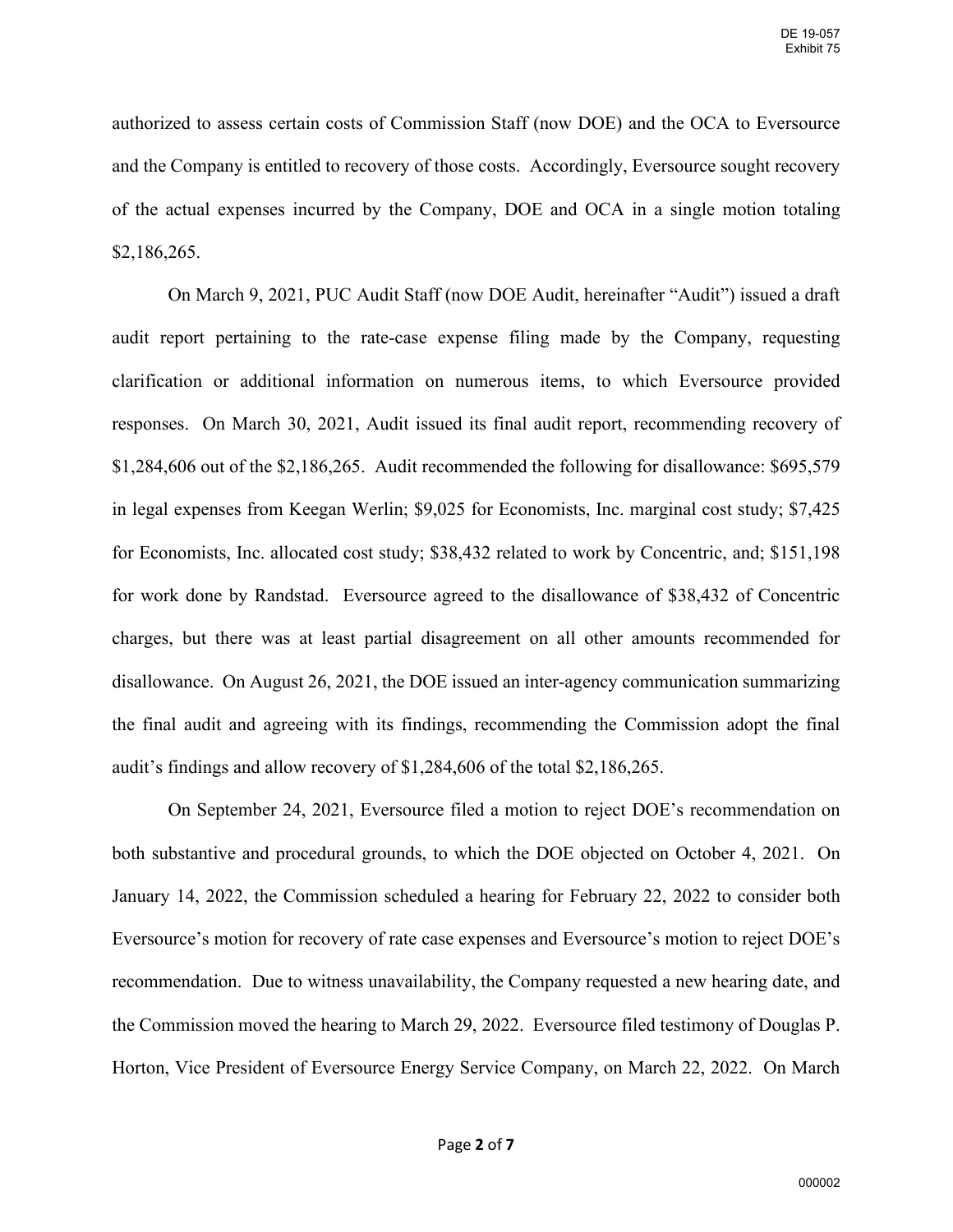authorized to assess certain costs of Commission Staff (now DOE) and the OCA to Eversource and the Company is entitled to recovery of those costs. Accordingly, Eversource sought recovery of the actual expenses incurred by the Company, DOE and OCA in a single motion totaling $2,186,265.

On March 9, 2021, PUC Audit Staff (now DOE Audit, hereinafter "Audit") issued a draft audit report pertaining to the rate-case expense filing made by the Company, requesting clarification or additional information on numerous items, to which Eversource provided responses. On March 30, 2021, Audit issued its final audit report, recommending recovery of $1,284,606 out of the $2,186,265. Audit recommended the following for disallowance: $695,579 in legal expenses from Keegan Werlin; $9,025 for Economists, Inc. marginal cost study; $7,425 for Economists, Inc. allocated cost study; $38,432 related to work by Concentric, and; $151,198 for work done by Randstad. Eversource agreed to the disallowance of $38,432 of Concentric charges, but there was at least partial disagreement on all other amounts recommended for disallowance. On August 26, 2021, the DOE issued an inter-agency communication summarizing the final audit and agreeing with its findings, recommending the Commission adopt the final audit's findings and allow recovery of $1,284,606 of the total $2,186,265.

On September 24, 2021, Eversource filed a motion to reject DOE's recommendation on both substantive and procedural grounds, to which the DOE objected on October 4, 2021. On January 14, 2022, the Commission scheduled a hearing for February 22, 2022 to consider both Eversource's motion for recovery of rate case expenses and Eversource's motion to reject DOE's recommendation. Due to witness unavailability, the Company requested a new hearing date, and the Commission moved the hearing to March 29, 2022. Eversource filed testimony of Douglas P. Horton, Vice President of Eversource Energy Service Company, on March 22, 2022. On March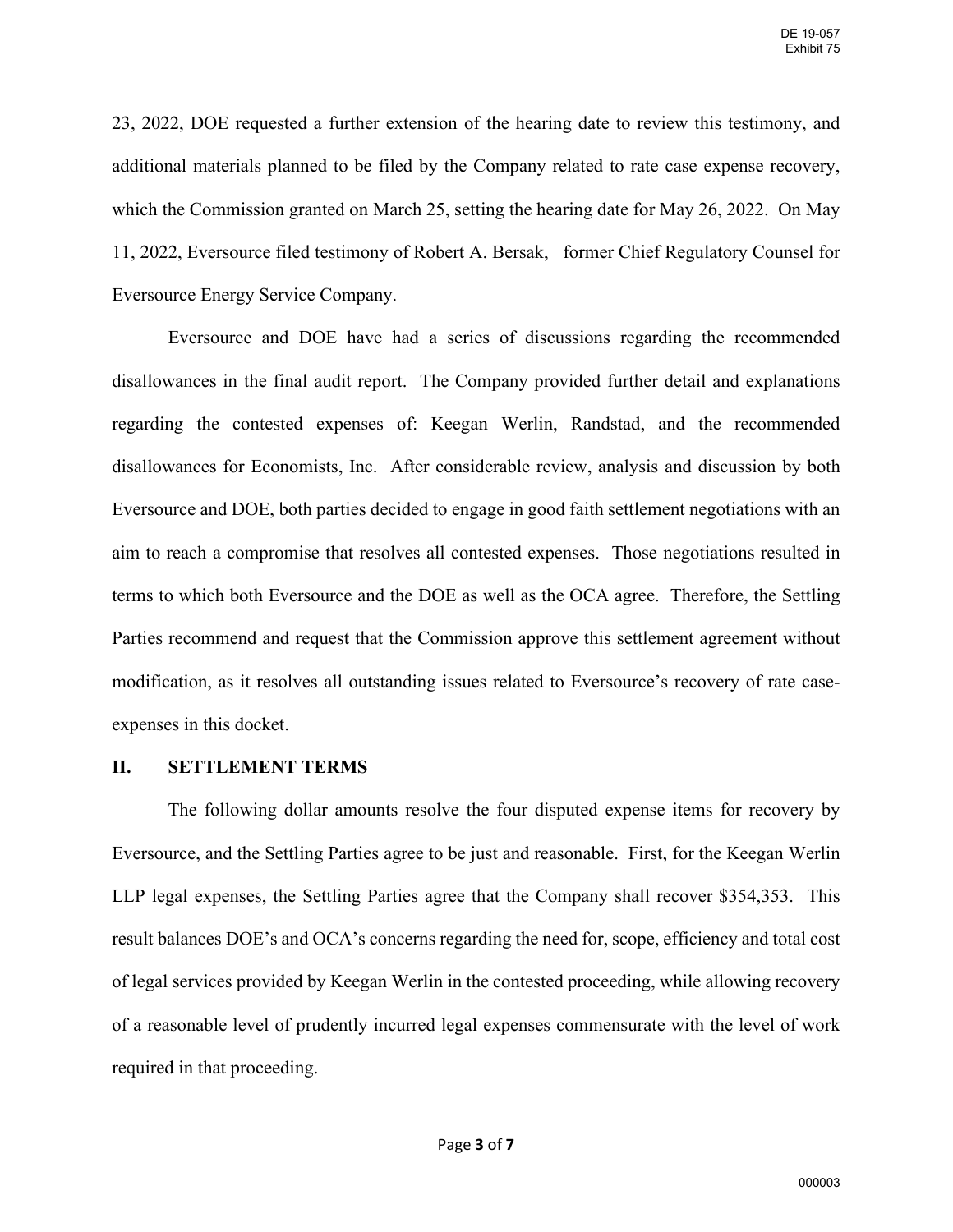23, 2022, DOE requested a further extension of the hearing date to review this testimony, and additional materials planned to be filed by the Company related to rate case expense recovery, which the Commission granted on March 25, setting the hearing date for May 26, 2022. On May 11, 2022, Eversource filed testimony of Robert A. Bersak, former Chief Regulatory Counsel for Eversource Energy Service Company.

Eversource and DOE have had a series of discussions regarding the recommended disallowances in the final audit report. The Company provided further detail and explanations regarding the contested expenses of: Keegan Werlin, Randstad, and the recommended disallowances for Economists, Inc. After considerable review, analysis and discussion by both Eversource and DOE, both parties decided to engage in good faith settlement negotiations with an aim to reach a compromise that resolves all contested expenses. Those negotiations resulted in terms to which both Eversource and the DOE as well as the OCA agree. Therefore, the Settling Parties recommend and request that the Commission approve this settlement agreement without modification, as it resolves all outstanding issues related to Eversource's recovery of rate case-expenses in this docket.

## II. SETTLEMENT TERMS

The following dollar amounts resolve the four disputed expense items for recovery by Eversource, and the Settling Parties agree to be just and reasonable. First, for the Keegan Werlin LLP legal expenses, the Settling Parties agree that the Company shall recover $354,353. This result balances DOE's and OCA's concerns regarding the need for, scope, efficiency and total cost of legal services provided by Keegan Werlin in the contested proceeding, while allowing recovery of a reasonable level of prudently incurred legal expenses commensurate with the level of work required in that proceeding.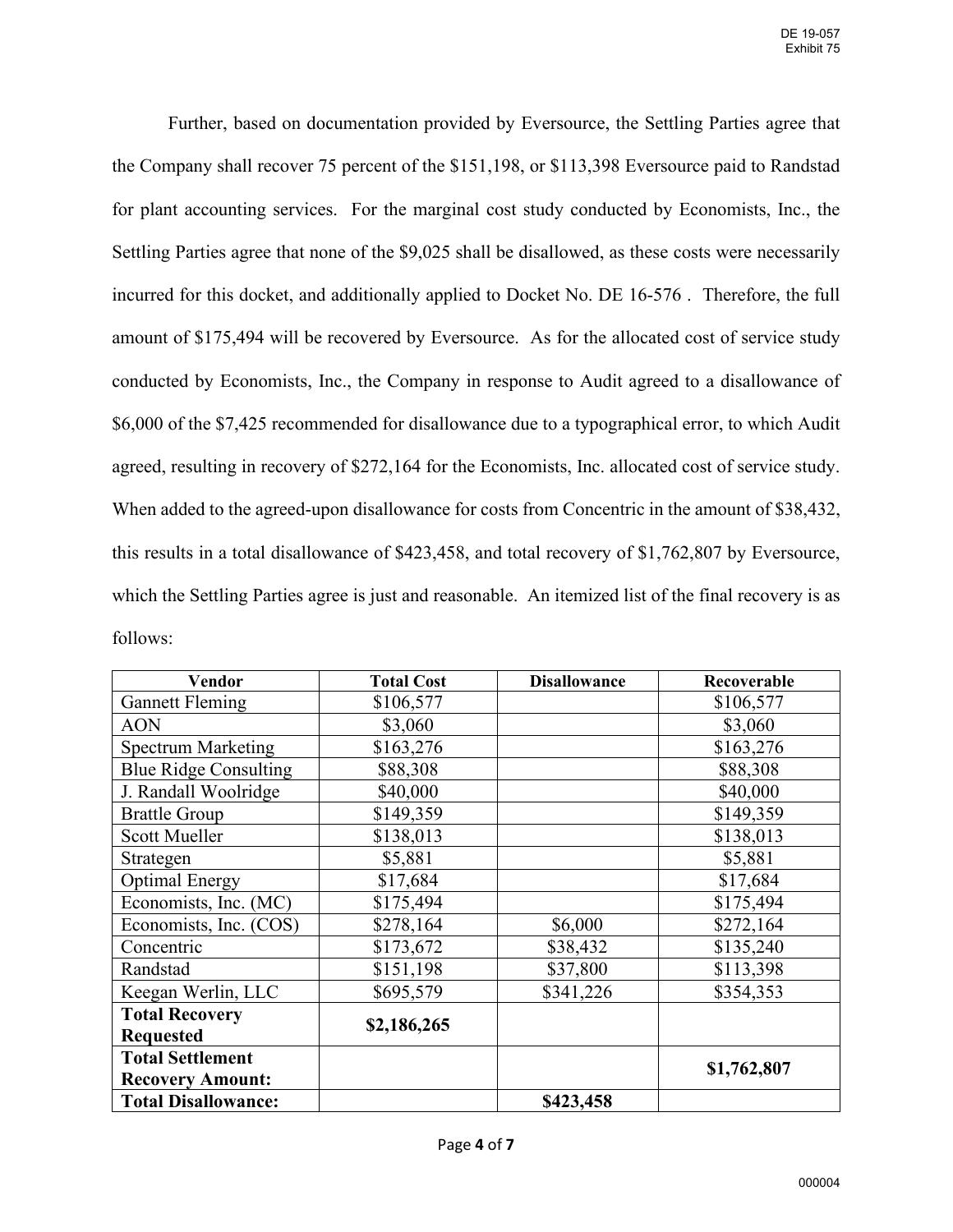Further, based on documentation provided by Eversource, the Settling Parties agree that the Company shall recover 75 percent of the $151,198, or $113,398 Eversource paid to Randstad for plant accounting services. For the marginal cost study conducted by Economists, Inc., the Settling Parties agree that none of the $9,025 shall be disallowed, as these costs were necessarily incurred for this docket, and additionally applied to Docket No. DE 16-576 . Therefore, the full amount of $175,494 will be recovered by Eversource. As for the allocated cost of service study conducted by Economists, Inc., the Company in response to Audit agreed to a disallowance of $6,000 of the $7,425 recommended for disallowance due to a typographical error, to which Audit agreed, resulting in recovery of $272,164 for the Economists, Inc. allocated cost of service study. When added to the agreed-upon disallowance for costs from Concentric in the amount of $38,432, this results in a total disallowance of $423,458, and total recovery of $1,762,807 by Eversource, which the Settling Parties agree is just and reasonable. An itemized list of the final recovery is as follows:

| Vendor | Total Cost | Disallowance | Recoverable |
|---|---|---|---|
| Gannett Fleming | $106,577 | | $106,577 |
| AON | $3,060 | | $3,060 |
| Spectrum Marketing | $163,276 | | $163,276 |
| Blue Ridge Consulting | $88,308 | | $88,308 |
| J. Randall Woolridge | $40,000 | | $40,000 |
| Brattle Group | $149,359 | | $149,359 |
| Scott Mueller | $138,013 | | $138,013 |
| Strategen | $5,881 | | $5,881 |
| Optimal Energy | $17,684 | | $17,684 |
| Economists, Inc. (MC) | $175,494 | | $175,494 |
| Economists, Inc. (COS) | $278,164 | $6,000 | $272,164 |
| Concentric | $173,672 | $38,432 | $135,240 |
| Randstad | $151,198 | $37,800 | $113,398 |
| Keegan Werlin, LLC | $695,579 | $341,226 | $354,353 |
| **Total Recovery Requested** | **$2,186,265** | | |
| **Total Settlement Recovery Amount:** | | | **$1,762,807** |
| **Total Disallowance:** | | **$423,458** | |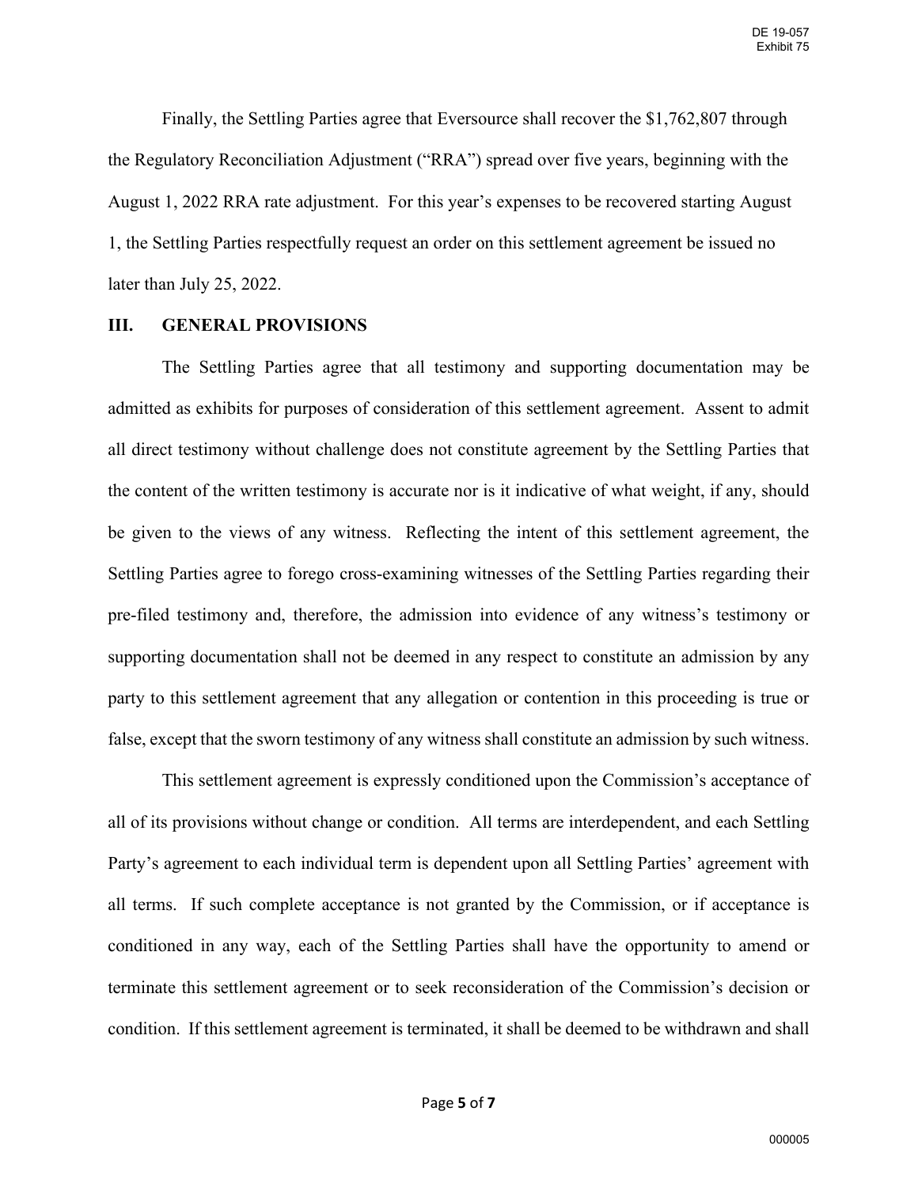Finally, the Settling Parties agree that Eversource shall recover the $1,762,807 through the Regulatory Reconciliation Adjustment ("RRA") spread over five years, beginning with the August 1, 2022 RRA rate adjustment. For this year's expenses to be recovered starting August 1, the Settling Parties respectfully request an order on this settlement agreement be issued no later than July 25, 2022.

## III. GENERAL PROVISIONS

The Settling Parties agree that all testimony and supporting documentation may be admitted as exhibits for purposes of consideration of this settlement agreement. Assent to admit all direct testimony without challenge does not constitute agreement by the Settling Parties that the content of the written testimony is accurate nor is it indicative of what weight, if any, should be given to the views of any witness. Reflecting the intent of this settlement agreement, the Settling Parties agree to forego cross-examining witnesses of the Settling Parties regarding their pre-filed testimony and, therefore, the admission into evidence of any witness's testimony or supporting documentation shall not be deemed in any respect to constitute an admission by any party to this settlement agreement that any allegation or contention in this proceeding is true or false, except that the sworn testimony of any witness shall constitute an admission by such witness.

This settlement agreement is expressly conditioned upon the Commission's acceptance of all of its provisions without change or condition. All terms are interdependent, and each Settling Party's agreement to each individual term is dependent upon all Settling Parties' agreement with all terms. If such complete acceptance is not granted by the Commission, or if acceptance is conditioned in any way, each of the Settling Parties shall have the opportunity to amend or terminate this settlement agreement or to seek reconsideration of the Commission's decision or condition. If this settlement agreement is terminated, it shall be deemed to be withdrawn and shall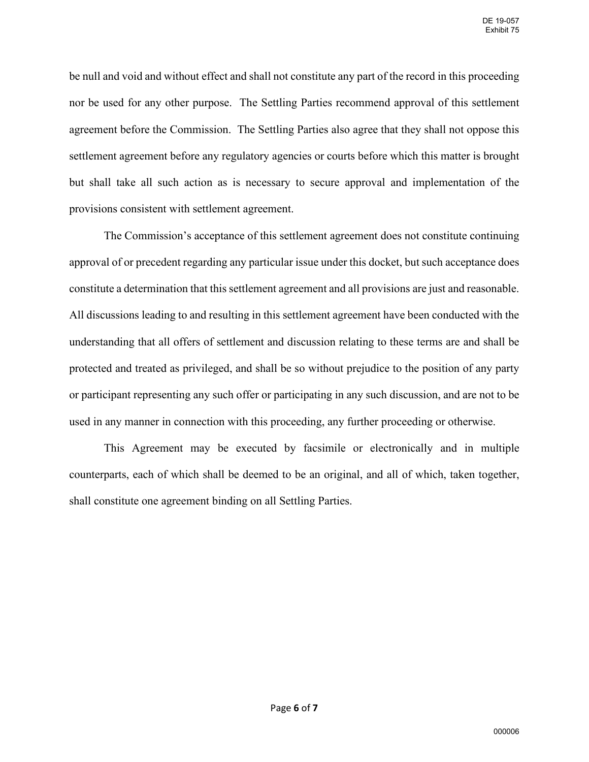be null and void and without effect and shall not constitute any part of the record in this proceeding nor be used for any other purpose. The Settling Parties recommend approval of this settlement agreement before the Commission. The Settling Parties also agree that they shall not oppose this settlement agreement before any regulatory agencies or courts before which this matter is brought but shall take all such action as is necessary to secure approval and implementation of the provisions consistent with settlement agreement.

The Commission's acceptance of this settlement agreement does not constitute continuing approval of or precedent regarding any particular issue under this docket, but such acceptance does constitute a determination that this settlement agreement and all provisions are just and reasonable. All discussions leading to and resulting in this settlement agreement have been conducted with the understanding that all offers of settlement and discussion relating to these terms are and shall be protected and treated as privileged, and shall be so without prejudice to the position of any party or participant representing any such offer or participating in any such discussion, and are not to be used in any manner in connection with this proceeding, any further proceeding or otherwise.

This Agreement may be executed by facsimile or electronically and in multiple counterparts, each of which shall be deemed to be an original, and all of which, taken together, shall constitute one agreement binding on all Settling Parties.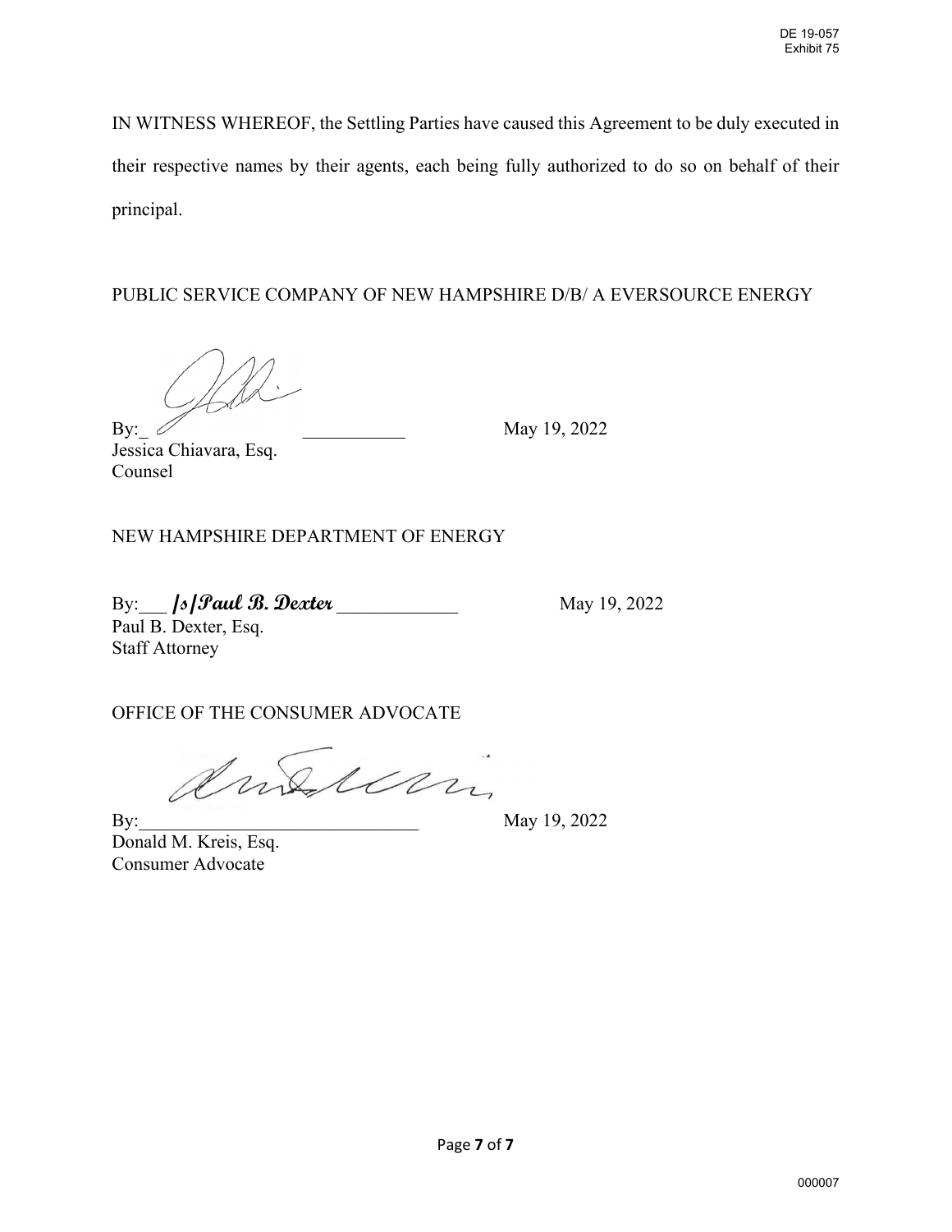IN WITNESS WHEREOF, the Settling Parties have caused this Agreement to be duly executed in their respective names by their agents, each being fully authorized to do so on behalf of their principal.

PUBLIC SERVICE COMPANY OF NEW HAMPSHIRE D/B/ A EVERSOURCE ENERGY

By:\_\_\_\_\_\_\_\_\_\_\_\_\_\_\_\_\_\_\_\_\_\_\_\_ May 19, 2022
Jessica Chiavara, Esq.
Counsel

NEW HAMPSHIRE DEPARTMENT OF ENERGY

By:\_\_\_ ***/s/Paul B. Dexter*** \_\_\_\_\_\_\_\_\_\_\_\_ May 19, 2022
Paul B. Dexter, Esq.
Staff Attorney

OFFICE OF THE CONSUMER ADVOCATE

By:\_\_\_\_\_\_\_\_\_\_\_\_\_\_\_\_\_\_\_\_\_\_\_\_\_\_\_\_\_\_ May 19, 2022
Donald M. Kreis, Esq.
Consumer Advocate